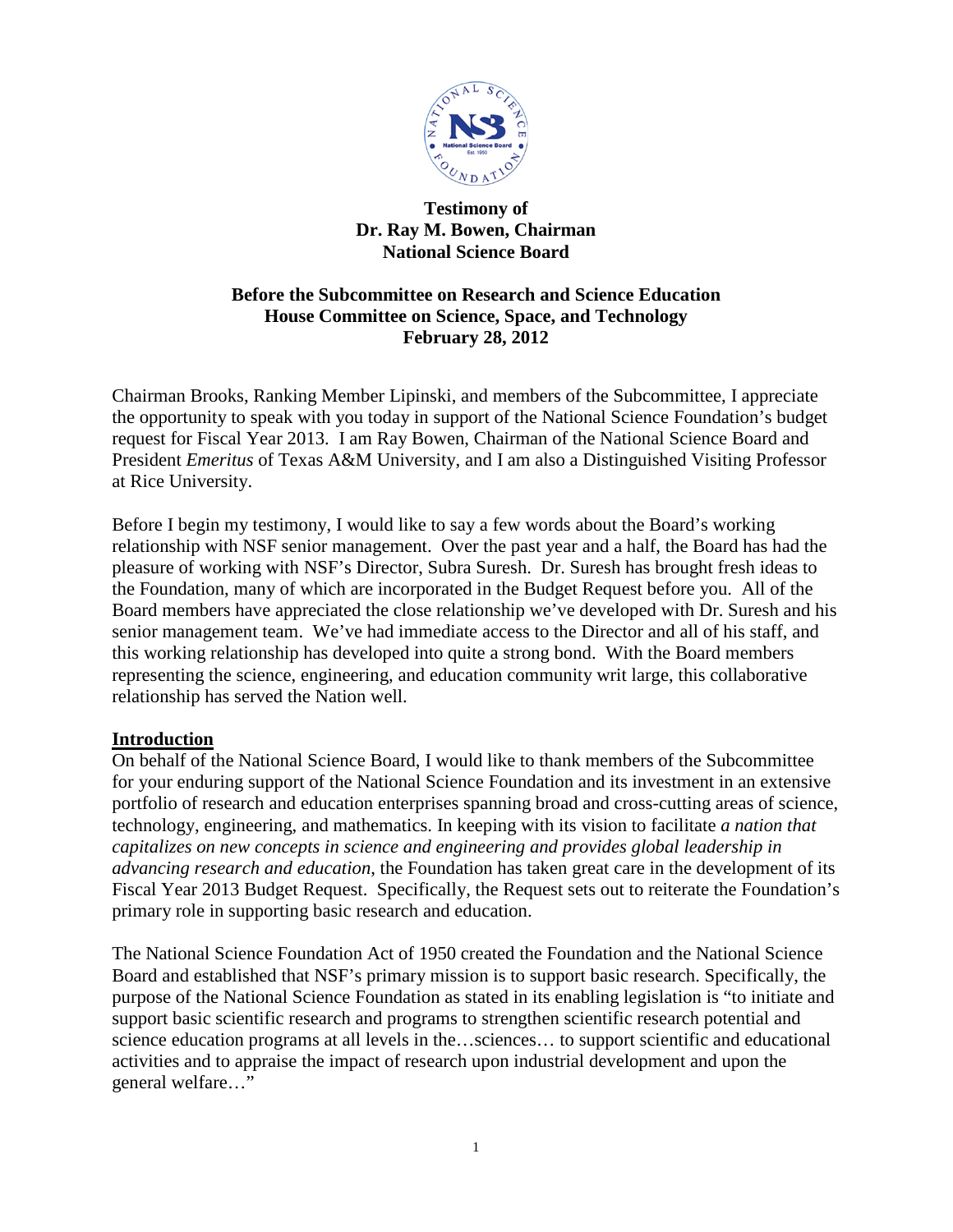**Testimony of**
**Dr. Ray M. Bowen, Chairman**
**National Science Board**

**Before the Subcommittee on Research and Science Education**
**House Committee on Science, Space, and Technology**
**February 28, 2012**

Chairman Brooks, Ranking Member Lipinski, and members of the Subcommittee, I appreciate the opportunity to speak with you today in support of the National Science Foundation's budget request for Fiscal Year 2013. I am Ray Bowen, Chairman of the National Science Board and President *Emeritus* of Texas A&M University, and I am also a Distinguished Visiting Professor at Rice University.

Before I begin my testimony, I would like to say a few words about the Board's working relationship with NSF senior management. Over the past year and a half, the Board has had the pleasure of working with NSF's Director, Subra Suresh. Dr. Suresh has brought fresh ideas to the Foundation, many of which are incorporated in the Budget Request before you. All of the Board members have appreciated the close relationship we've developed with Dr. Suresh and his senior management team. We've had immediate access to the Director and all of his staff, and this working relationship has developed into quite a strong bond. With the Board members representing the science, engineering, and education community writ large, this collaborative relationship has served the Nation well.

## Introduction

On behalf of the National Science Board, I would like to thank members of the Subcommittee for your enduring support of the National Science Foundation and its investment in an extensive portfolio of research and education enterprises spanning broad and cross-cutting areas of science, technology, engineering, and mathematics. In keeping with its vision to facilitate *a nation that capitalizes on new concepts in science and engineering and provides global leadership in advancing research and education*, the Foundation has taken great care in the development of its Fiscal Year 2013 Budget Request. Specifically, the Request sets out to reiterate the Foundation's primary role in supporting basic research and education.

The National Science Foundation Act of 1950 created the Foundation and the National Science Board and established that NSF's primary mission is to support basic research. Specifically, the purpose of the National Science Foundation as stated in its enabling legislation is "to initiate and support basic scientific research and programs to strengthen scientific research potential and science education programs at all levels in the…sciences… to support scientific and educational activities and to appraise the impact of research upon industrial development and upon the general welfare…"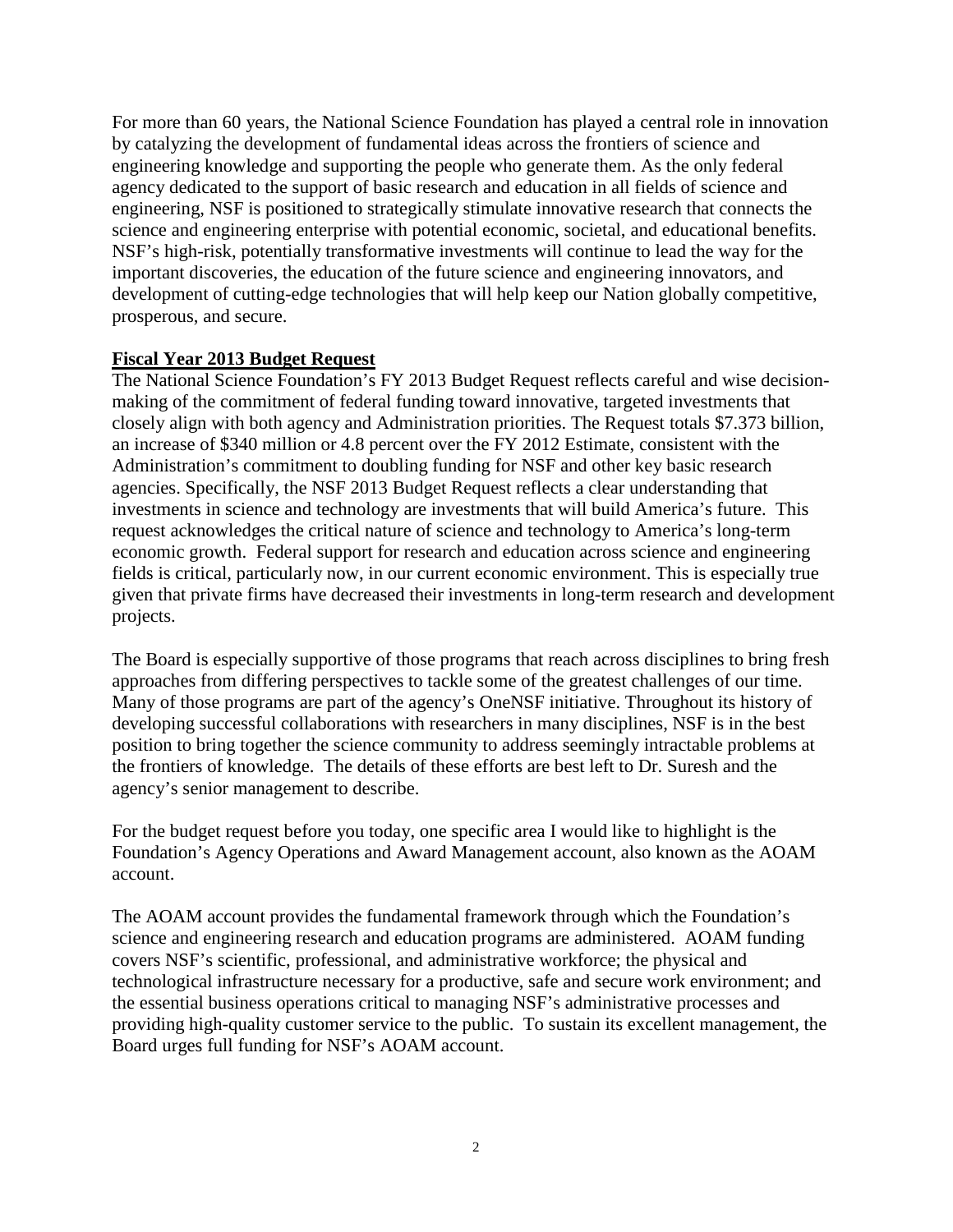For more than 60 years, the National Science Foundation has played a central role in innovation by catalyzing the development of fundamental ideas across the frontiers of science and engineering knowledge and supporting the people who generate them. As the only federal agency dedicated to the support of basic research and education in all fields of science and engineering, NSF is positioned to strategically stimulate innovative research that connects the science and engineering enterprise with potential economic, societal, and educational benefits. NSF's high-risk, potentially transformative investments will continue to lead the way for the important discoveries, the education of the future science and engineering innovators, and development of cutting-edge technologies that will help keep our Nation globally competitive, prosperous, and secure.

**Fiscal Year 2013 Budget Request**

The National Science Foundation's FY 2013 Budget Request reflects careful and wise decision-making of the commitment of federal funding toward innovative, targeted investments that closely align with both agency and Administration priorities. The Request totals $7.373 billion, an increase of $340 million or 4.8 percent over the FY 2012 Estimate, consistent with the Administration's commitment to doubling funding for NSF and other key basic research agencies. Specifically, the NSF 2013 Budget Request reflects a clear understanding that investments in science and technology are investments that will build America's future. This request acknowledges the critical nature of science and technology to America's long-term economic growth. Federal support for research and education across science and engineering fields is critical, particularly now, in our current economic environment. This is especially true given that private firms have decreased their investments in long-term research and development projects.

The Board is especially supportive of those programs that reach across disciplines to bring fresh approaches from differing perspectives to tackle some of the greatest challenges of our time. Many of those programs are part of the agency's OneNSF initiative. Throughout its history of developing successful collaborations with researchers in many disciplines, NSF is in the best position to bring together the science community to address seemingly intractable problems at the frontiers of knowledge. The details of these efforts are best left to Dr. Suresh and the agency's senior management to describe.

For the budget request before you today, one specific area I would like to highlight is the Foundation's Agency Operations and Award Management account, also known as the AOAM account.

The AOAM account provides the fundamental framework through which the Foundation's science and engineering research and education programs are administered. AOAM funding covers NSF's scientific, professional, and administrative workforce; the physical and technological infrastructure necessary for a productive, safe and secure work environment; and the essential business operations critical to managing NSF's administrative processes and providing high-quality customer service to the public. To sustain its excellent management, the Board urges full funding for NSF's AOAM account.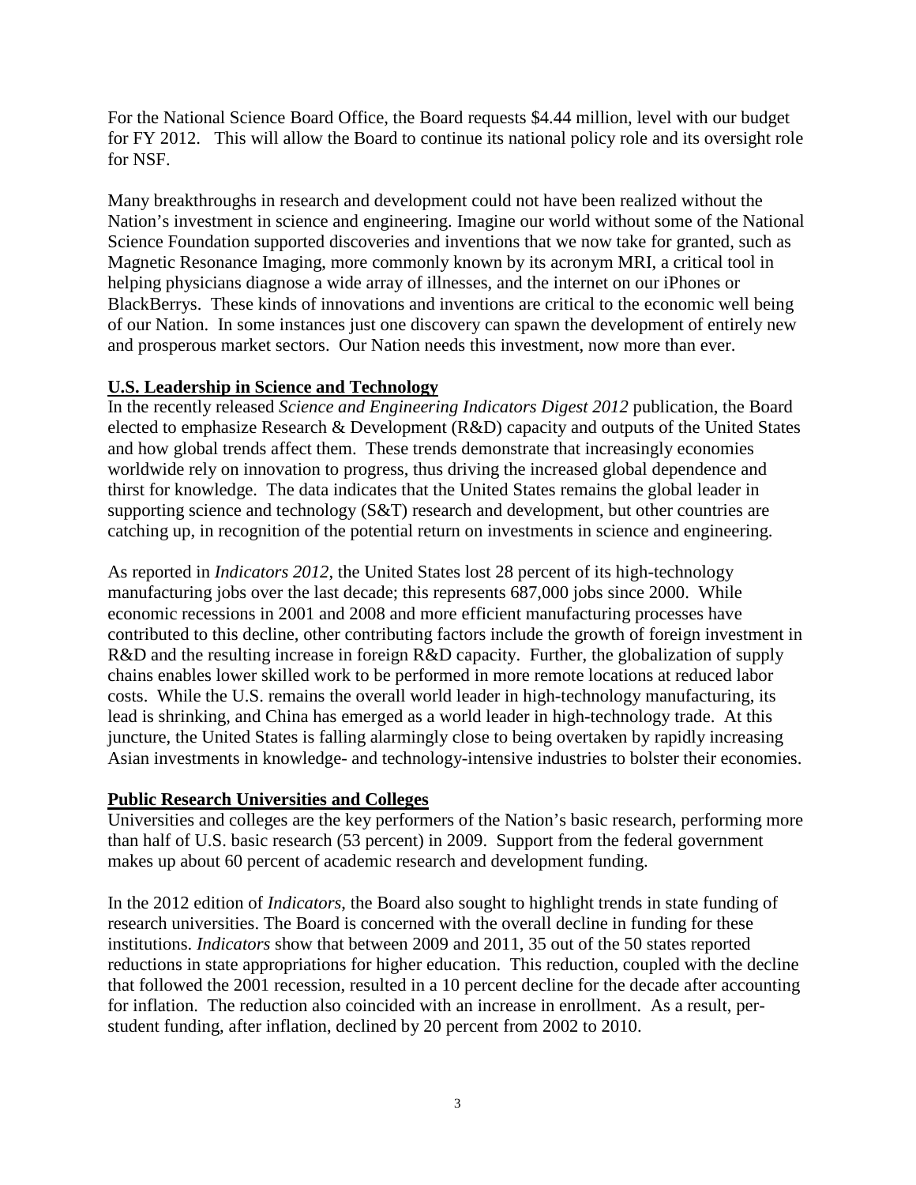For the National Science Board Office, the Board requests $4.44 million, level with our budget for FY 2012. This will allow the Board to continue its national policy role and its oversight role for NSF.

Many breakthroughs in research and development could not have been realized without the Nation's investment in science and engineering. Imagine our world without some of the National Science Foundation supported discoveries and inventions that we now take for granted, such as Magnetic Resonance Imaging, more commonly known by its acronym MRI, a critical tool in helping physicians diagnose a wide array of illnesses, and the internet on our iPhones or BlackBerrys. These kinds of innovations and inventions are critical to the economic well being of our Nation. In some instances just one discovery can spawn the development of entirely new and prosperous market sectors. Our Nation needs this investment, now more than ever.

## U.S. Leadership in Science and Technology

In the recently released *Science and Engineering Indicators Digest 2012* publication, the Board elected to emphasize Research & Development (R&D) capacity and outputs of the United States and how global trends affect them. These trends demonstrate that increasingly economies worldwide rely on innovation to progress, thus driving the increased global dependence and thirst for knowledge. The data indicates that the United States remains the global leader in supporting science and technology (S&T) research and development, but other countries are catching up, in recognition of the potential return on investments in science and engineering.

As reported in *Indicators 2012*, the United States lost 28 percent of its high-technology manufacturing jobs over the last decade; this represents 687,000 jobs since 2000. While economic recessions in 2001 and 2008 and more efficient manufacturing processes have contributed to this decline, other contributing factors include the growth of foreign investment in R&D and the resulting increase in foreign R&D capacity. Further, the globalization of supply chains enables lower skilled work to be performed in more remote locations at reduced labor costs. While the U.S. remains the overall world leader in high-technology manufacturing, its lead is shrinking, and China has emerged as a world leader in high-technology trade. At this juncture, the United States is falling alarmingly close to being overtaken by rapidly increasing Asian investments in knowledge- and technology-intensive industries to bolster their economies.

## Public Research Universities and Colleges

Universities and colleges are the key performers of the Nation's basic research, performing more than half of U.S. basic research (53 percent) in 2009. Support from the federal government makes up about 60 percent of academic research and development funding.

In the 2012 edition of *Indicators*, the Board also sought to highlight trends in state funding of research universities. The Board is concerned with the overall decline in funding for these institutions. *Indicators* show that between 2009 and 2011, 35 out of the 50 states reported reductions in state appropriations for higher education. This reduction, coupled with the decline that followed the 2001 recession, resulted in a 10 percent decline for the decade after accounting for inflation. The reduction also coincided with an increase in enrollment. As a result, per-student funding, after inflation, declined by 20 percent from 2002 to 2010.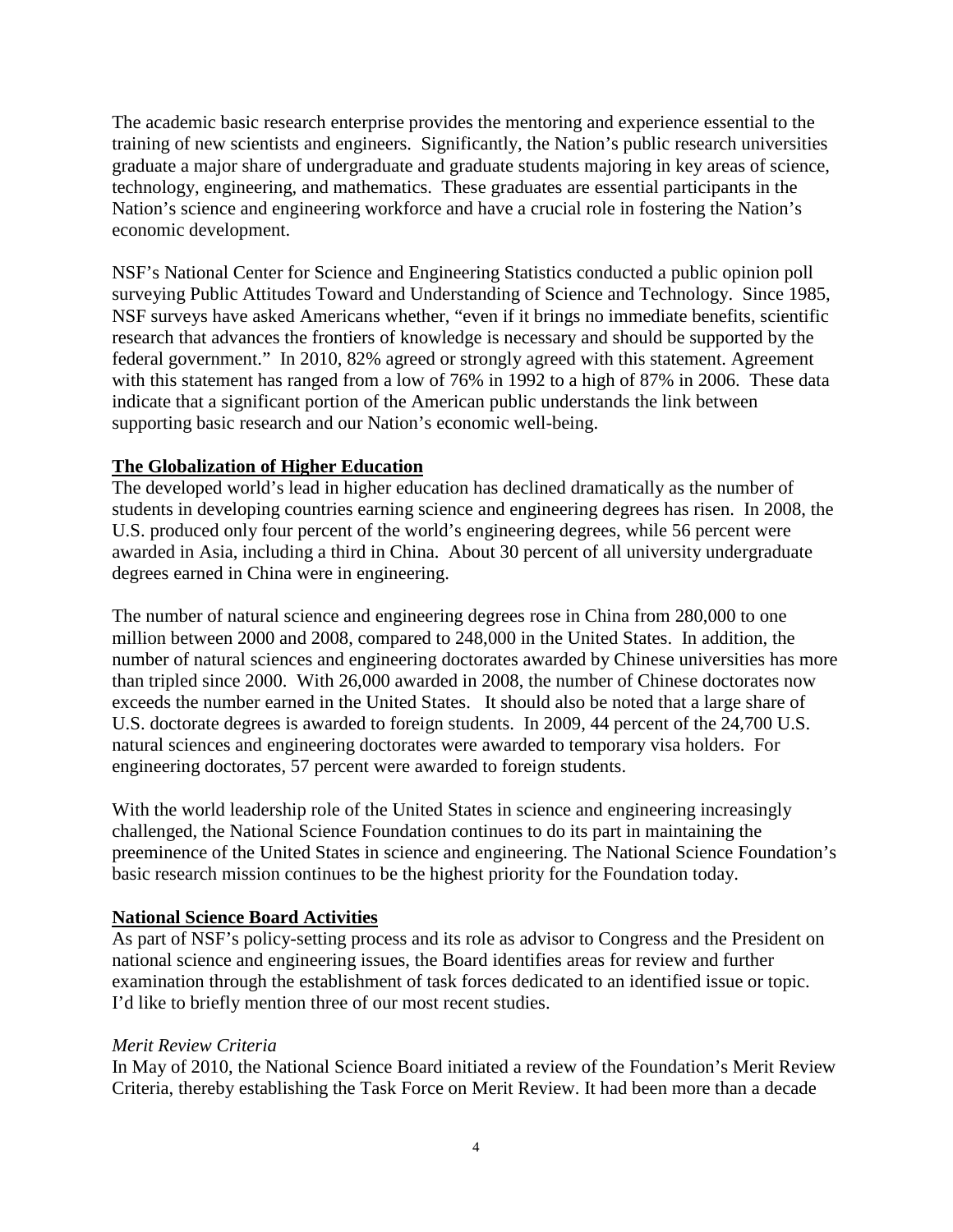The academic basic research enterprise provides the mentoring and experience essential to the training of new scientists and engineers. Significantly, the Nation's public research universities graduate a major share of undergraduate and graduate students majoring in key areas of science, technology, engineering, and mathematics. These graduates are essential participants in the Nation's science and engineering workforce and have a crucial role in fostering the Nation's economic development.

NSF's National Center for Science and Engineering Statistics conducted a public opinion poll surveying Public Attitudes Toward and Understanding of Science and Technology. Since 1985, NSF surveys have asked Americans whether, "even if it brings no immediate benefits, scientific research that advances the frontiers of knowledge is necessary and should be supported by the federal government." In 2010, 82% agreed or strongly agreed with this statement. Agreement with this statement has ranged from a low of 76% in 1992 to a high of 87% in 2006. These data indicate that a significant portion of the American public understands the link between supporting basic research and our Nation's economic well-being.

**The Globalization of Higher Education**

The developed world's lead in higher education has declined dramatically as the number of students in developing countries earning science and engineering degrees has risen. In 2008, the U.S. produced only four percent of the world's engineering degrees, while 56 percent were awarded in Asia, including a third in China. About 30 percent of all university undergraduate degrees earned in China were in engineering.

The number of natural science and engineering degrees rose in China from 280,000 to one million between 2000 and 2008, compared to 248,000 in the United States. In addition, the number of natural sciences and engineering doctorates awarded by Chinese universities has more than tripled since 2000. With 26,000 awarded in 2008, the number of Chinese doctorates now exceeds the number earned in the United States. It should also be noted that a large share of U.S. doctorate degrees is awarded to foreign students. In 2009, 44 percent of the 24,700 U.S. natural sciences and engineering doctorates were awarded to temporary visa holders. For engineering doctorates, 57 percent were awarded to foreign students.

With the world leadership role of the United States in science and engineering increasingly challenged, the National Science Foundation continues to do its part in maintaining the preeminence of the United States in science and engineering. The National Science Foundation's basic research mission continues to be the highest priority for the Foundation today.

**National Science Board Activities**

As part of NSF's policy-setting process and its role as advisor to Congress and the President on national science and engineering issues, the Board identifies areas for review and further examination through the establishment of task forces dedicated to an identified issue or topic. I'd like to briefly mention three of our most recent studies.

*Merit Review Criteria*

In May of 2010, the National Science Board initiated a review of the Foundation's Merit Review Criteria, thereby establishing the Task Force on Merit Review. It had been more than a decade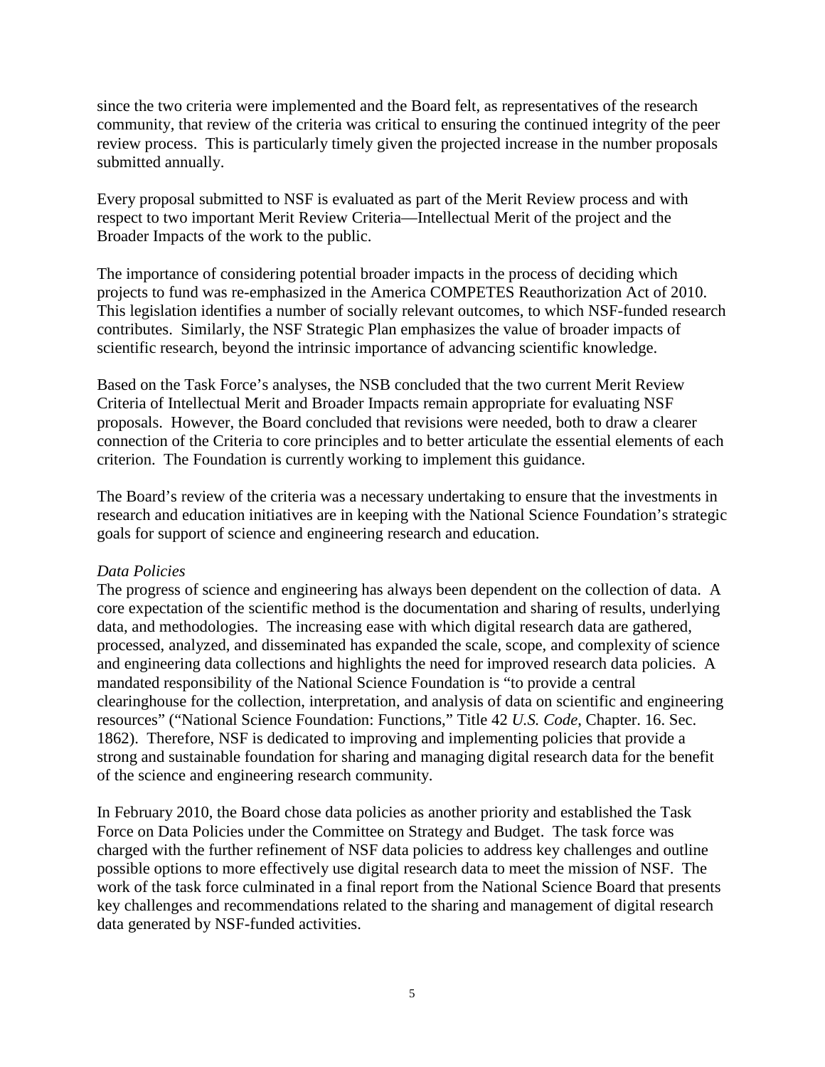since the two criteria were implemented and the Board felt, as representatives of the research community, that review of the criteria was critical to ensuring the continued integrity of the peer review process. This is particularly timely given the projected increase in the number proposals submitted annually.

Every proposal submitted to NSF is evaluated as part of the Merit Review process and with respect to two important Merit Review Criteria—Intellectual Merit of the project and the Broader Impacts of the work to the public.

The importance of considering potential broader impacts in the process of deciding which projects to fund was re-emphasized in the America COMPETES Reauthorization Act of 2010. This legislation identifies a number of socially relevant outcomes, to which NSF-funded research contributes. Similarly, the NSF Strategic Plan emphasizes the value of broader impacts of scientific research, beyond the intrinsic importance of advancing scientific knowledge.

Based on the Task Force's analyses, the NSB concluded that the two current Merit Review Criteria of Intellectual Merit and Broader Impacts remain appropriate for evaluating NSF proposals. However, the Board concluded that revisions were needed, both to draw a clearer connection of the Criteria to core principles and to better articulate the essential elements of each criterion. The Foundation is currently working to implement this guidance.

The Board's review of the criteria was a necessary undertaking to ensure that the investments in research and education initiatives are in keeping with the National Science Foundation's strategic goals for support of science and engineering research and education.

*Data Policies*

The progress of science and engineering has always been dependent on the collection of data. A core expectation of the scientific method is the documentation and sharing of results, underlying data, and methodologies. The increasing ease with which digital research data are gathered, processed, analyzed, and disseminated has expanded the scale, scope, and complexity of science and engineering data collections and highlights the need for improved research data policies. A mandated responsibility of the National Science Foundation is "to provide a central clearinghouse for the collection, interpretation, and analysis of data on scientific and engineering resources" ("National Science Foundation: Functions," Title 42 *U.S. Code*, Chapter. 16. Sec. 1862). Therefore, NSF is dedicated to improving and implementing policies that provide a strong and sustainable foundation for sharing and managing digital research data for the benefit of the science and engineering research community.

In February 2010, the Board chose data policies as another priority and established the Task Force on Data Policies under the Committee on Strategy and Budget. The task force was charged with the further refinement of NSF data policies to address key challenges and outline possible options to more effectively use digital research data to meet the mission of NSF. The work of the task force culminated in a final report from the National Science Board that presents key challenges and recommendations related to the sharing and management of digital research data generated by NSF-funded activities.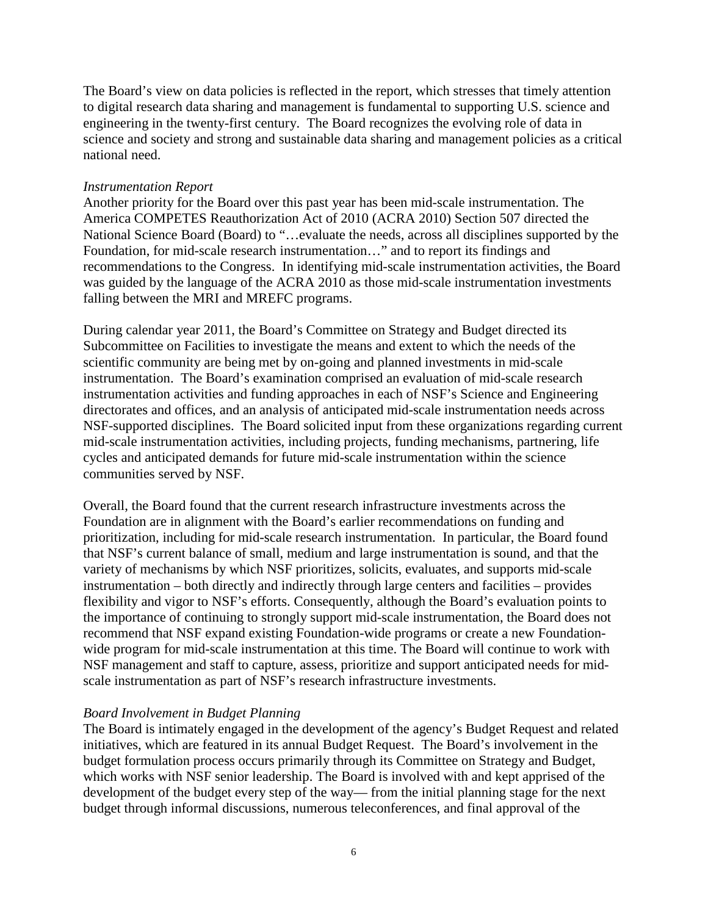The Board's view on data policies is reflected in the report, which stresses that timely attention to digital research data sharing and management is fundamental to supporting U.S. science and engineering in the twenty-first century. The Board recognizes the evolving role of data in science and society and strong and sustainable data sharing and management policies as a critical national need.

*Instrumentation Report*

Another priority for the Board over this past year has been mid-scale instrumentation. The America COMPETES Reauthorization Act of 2010 (ACRA 2010) Section 507 directed the National Science Board (Board) to "…evaluate the needs, across all disciplines supported by the Foundation, for mid-scale research instrumentation…" and to report its findings and recommendations to the Congress. In identifying mid-scale instrumentation activities, the Board was guided by the language of the ACRA 2010 as those mid-scale instrumentation investments falling between the MRI and MREFC programs.

During calendar year 2011, the Board's Committee on Strategy and Budget directed its Subcommittee on Facilities to investigate the means and extent to which the needs of the scientific community are being met by on-going and planned investments in mid-scale instrumentation. The Board's examination comprised an evaluation of mid-scale research instrumentation activities and funding approaches in each of NSF's Science and Engineering directorates and offices, and an analysis of anticipated mid-scale instrumentation needs across NSF-supported disciplines. The Board solicited input from these organizations regarding current mid-scale instrumentation activities, including projects, funding mechanisms, partnering, life cycles and anticipated demands for future mid-scale instrumentation within the science communities served by NSF.

Overall, the Board found that the current research infrastructure investments across the Foundation are in alignment with the Board's earlier recommendations on funding and prioritization, including for mid-scale research instrumentation. In particular, the Board found that NSF's current balance of small, medium and large instrumentation is sound, and that the variety of mechanisms by which NSF prioritizes, solicits, evaluates, and supports mid-scale instrumentation – both directly and indirectly through large centers and facilities – provides flexibility and vigor to NSF's efforts. Consequently, although the Board's evaluation points to the importance of continuing to strongly support mid-scale instrumentation, the Board does not recommend that NSF expand existing Foundation-wide programs or create a new Foundation-wide program for mid-scale instrumentation at this time. The Board will continue to work with NSF management and staff to capture, assess, prioritize and support anticipated needs for mid-scale instrumentation as part of NSF's research infrastructure investments.

*Board Involvement in Budget Planning*

The Board is intimately engaged in the development of the agency's Budget Request and related initiatives, which are featured in its annual Budget Request. The Board's involvement in the budget formulation process occurs primarily through its Committee on Strategy and Budget, which works with NSF senior leadership. The Board is involved with and kept apprised of the development of the budget every step of the way— from the initial planning stage for the next budget through informal discussions, numerous teleconferences, and final approval of the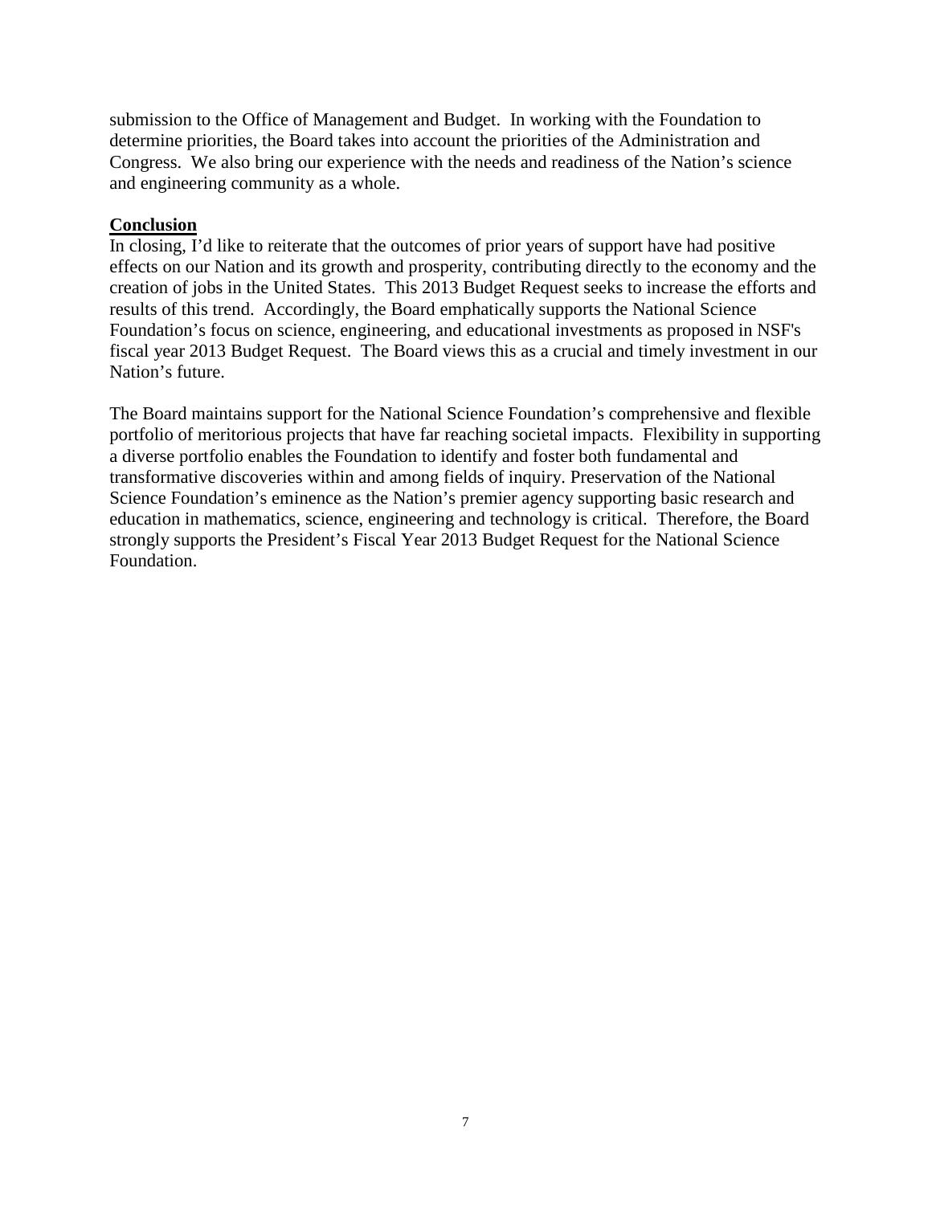submission to the Office of Management and Budget. In working with the Foundation to determine priorities, the Board takes into account the priorities of the Administration and Congress. We also bring our experience with the needs and readiness of the Nation's science and engineering community as a whole.

## Conclusion

In closing, I'd like to reiterate that the outcomes of prior years of support have had positive effects on our Nation and its growth and prosperity, contributing directly to the economy and the creation of jobs in the United States. This 2013 Budget Request seeks to increase the efforts and results of this trend. Accordingly, the Board emphatically supports the National Science Foundation's focus on science, engineering, and educational investments as proposed in NSF's fiscal year 2013 Budget Request. The Board views this as a crucial and timely investment in our Nation's future.

The Board maintains support for the National Science Foundation's comprehensive and flexible portfolio of meritorious projects that have far reaching societal impacts. Flexibility in supporting a diverse portfolio enables the Foundation to identify and foster both fundamental and transformative discoveries within and among fields of inquiry. Preservation of the National Science Foundation's eminence as the Nation's premier agency supporting basic research and education in mathematics, science, engineering and technology is critical. Therefore, the Board strongly supports the President's Fiscal Year 2013 Budget Request for the National Science Foundation.